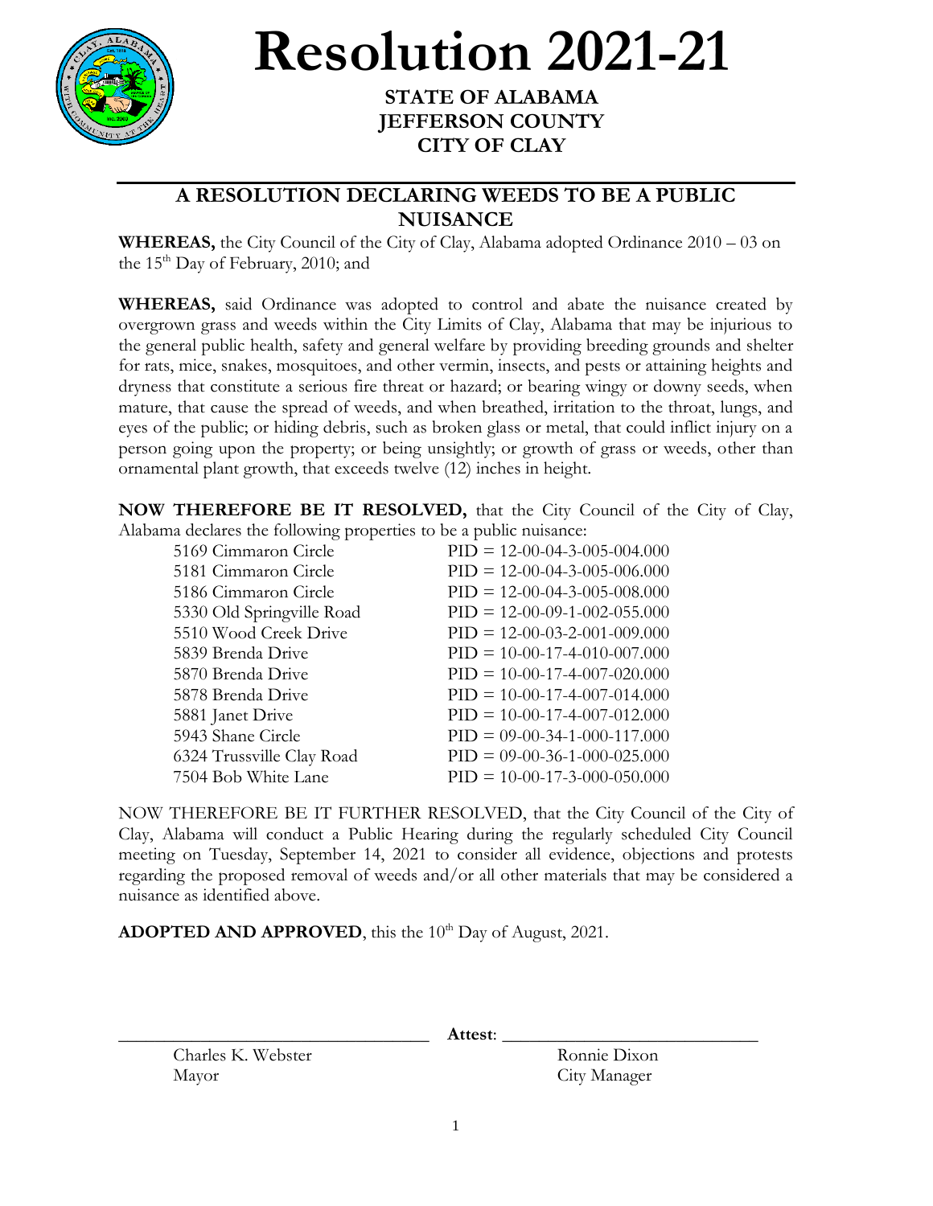# Resolution 2021-21

**STATE OF ALABAMA**
**JEFFERSON COUNTY**
**CITY OF CLAY**

## A RESOLUTION DECLARING WEEDS TO BE A PUBLIC NUISANCE

**WHEREAS,** the City Council of the City of Clay, Alabama adopted Ordinance 2010 – 03 on the 15th Day of February, 2010; and

**WHEREAS,** said Ordinance was adopted to control and abate the nuisance created by overgrown grass and weeds within the City Limits of Clay, Alabama that may be injurious to the general public health, safety and general welfare by providing breeding grounds and shelter for rats, mice, snakes, mosquitoes, and other vermin, insects, and pests or attaining heights and dryness that constitute a serious fire threat or hazard; or bearing wingy or downy seeds, when mature, that cause the spread of weeds, and when breathed, irritation to the throat, lungs, and eyes of the public; or hiding debris, such as broken glass or metal, that could inflict injury on a person going upon the property; or being unsightly; or growth of grass or weeds, other than ornamental plant growth, that exceeds twelve (12) inches in height.

**NOW THEREFORE BE IT RESOLVED,** that the City Council of the City of Clay, Alabama declares the following properties to be a public nuisance:

| Address | PID |
|---|---|
| 5169 Cimmaron Circle | PID = 12-00-04-3-005-004.000 |
| 5181 Cimmaron Circle | PID = 12-00-04-3-005-006.000 |
| 5186 Cimmaron Circle | PID = 12-00-04-3-005-008.000 |
| 5330 Old Springville Road | PID = 12-00-09-1-002-055.000 |
| 5510 Wood Creek Drive | PID = 12-00-03-2-001-009.000 |
| 5839 Brenda Drive | PID = 10-00-17-4-010-007.000 |
| 5870 Brenda Drive | PID = 10-00-17-4-007-020.000 |
| 5878 Brenda Drive | PID = 10-00-17-4-007-014.000 |
| 5881 Janet Drive | PID = 10-00-17-4-007-012.000 |
| 5943 Shane Circle | PID = 09-00-34-1-000-117.000 |
| 6324 Trussville Clay Road | PID = 09-00-36-1-000-025.000 |
| 7504 Bob White Lane | PID = 10-00-17-3-000-050.000 |

NOW THEREFORE BE IT FURTHER RESOLVED, that the City Council of the City of Clay, Alabama will conduct a Public Hearing during the regularly scheduled City Council meeting on Tuesday, September 14, 2021 to consider all evidence, objections and protests regarding the proposed removal of weeds and/or all other materials that may be considered a nuisance as identified above.

**ADOPTED AND APPROVED**, this the 10th Day of August, 2021.

\_\_\_\_\_\_\_\_\_\_\_\_\_\_\_\_\_\_\_\_\_\_\_\_\_\_\_\_\_\_ **Attest**: \_\_\_\_\_\_\_\_\_\_\_\_\_\_\_\_\_\_\_\_\_\_\_\_\_\_\_\_\_\_

Charles K. Webster
Mayor

Ronnie Dixon
City Manager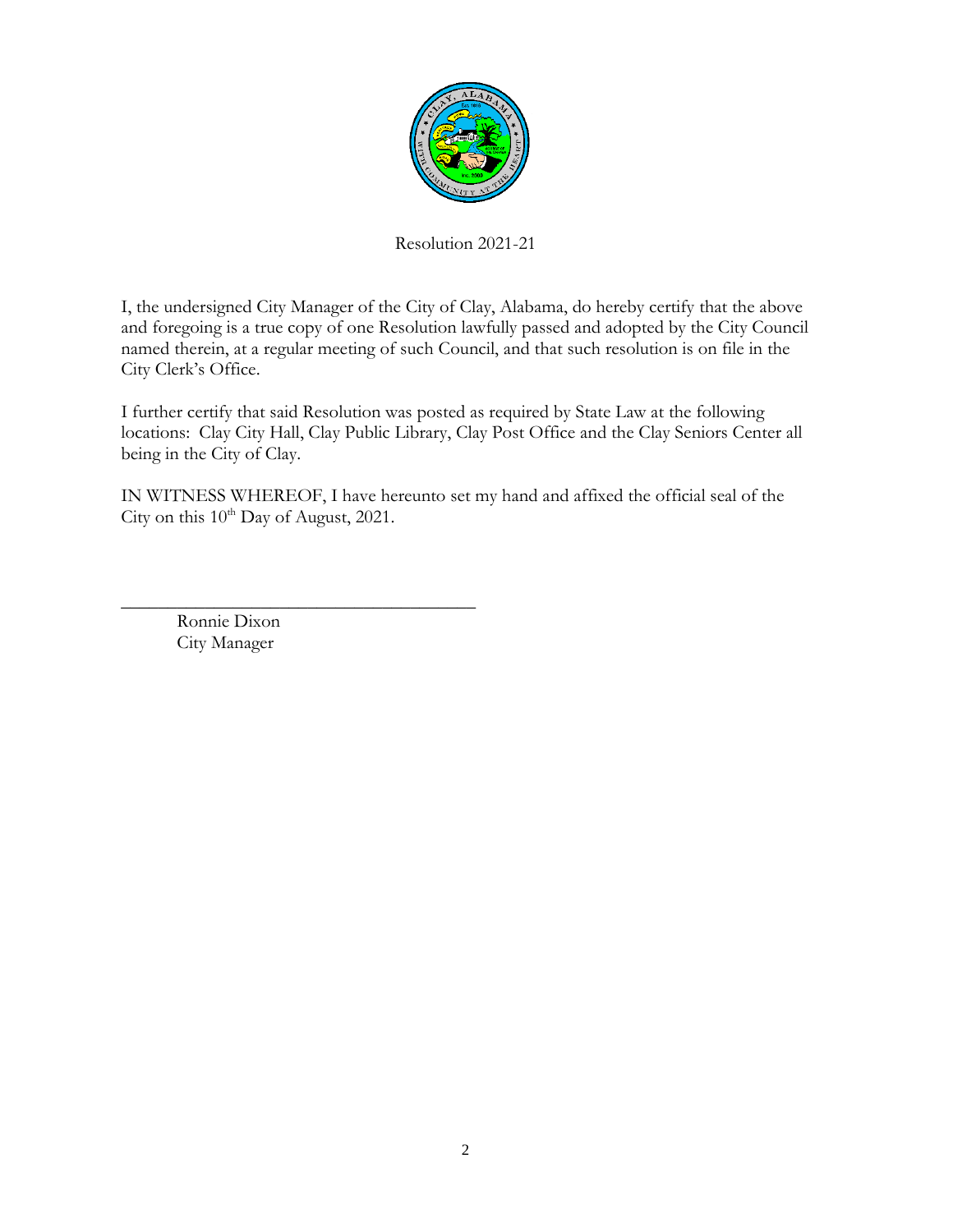Resolution 2021-21

I, the undersigned City Manager of the City of Clay, Alabama, do hereby certify that the above and foregoing is a true copy of one Resolution lawfully passed and adopted by the City Council named therein, at a regular meeting of such Council, and that such resolution is on file in the City Clerk's Office.

I further certify that said Resolution was posted as required by State Law at the following locations: Clay City Hall, Clay Public Library, Clay Post Office and the Clay Seniors Center all being in the City of Clay.

IN WITNESS WHEREOF, I have hereunto set my hand and affixed the official seal of the City on this 10th Day of August, 2021.

\_\_\_\_\_\_\_\_\_\_\_\_\_\_\_\_\_\_\_\_\_\_\_\_\_\_\_\_\_\_\_\_\_\_\_\_\_\_\_\_

Ronnie Dixon  
City Manager